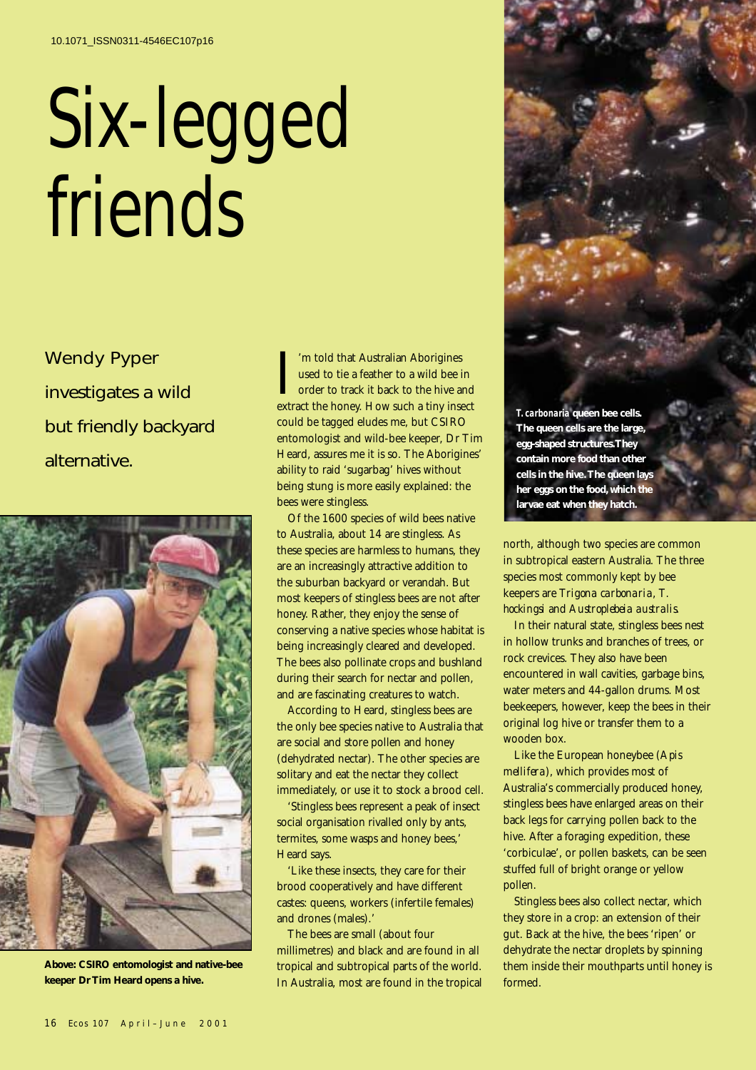10.1071_ISSN0311-4546EC107p16

# Six-legged friends

Wendy Pyper investigates a wild but friendly backyard alternative.

**Above: CSIRO entomologist and native-bee keeper Dr Tim Heard opens a hive.**

I'm told that Australian Aborigines used to tie a feather to a wild bee in order to track it back to the hive and extract the honey. How such a tiny insect could be tagged eludes me, but CSIRO entomologist and wild-bee keeper, Dr Tim Heard, assures me it is so. The Aborigines' ability to raid 'sugarbag' hives without being stung is more easily explained: the bees were stingless.

Of the 1600 species of wild bees native to Australia, about 14 are stingless. As these species are harmless to humans, they are an increasingly attractive addition to the suburban backyard or verandah. But most keepers of stingless bees are not after honey. Rather, they enjoy the sense of conserving a native species whose habitat is being increasingly cleared and developed. The bees also pollinate crops and bushland during their search for nectar and pollen, and are fascinating creatures to watch.

According to Heard, stingless bees are the only bee species native to Australia that are social and store pollen and honey (dehydrated nectar). The other species are solitary and eat the nectar they collect immediately, or use it to stock a brood cell.

'Stingless bees represent a peak of insect social organisation rivalled only by ants, termites, some wasps and honey bees,' Heard says.

'Like these insects, they care for their brood cooperatively and have different castes: queens, workers (infertile females) and drones (males).'

The bees are small (about four millimetres) and black and are found in all tropical and subtropical parts of the world. In Australia, most are found in the tropical north, although two species are common in subtropical eastern Australia. The three species most commonly kept by bee keepers are *Trigona carbonaria*, *T. hockingsi* and *Austroplebeia australis*.

**_T. carbonaria_ queen bee cells. The queen cells are the large, egg-shaped structures. They contain more food than other cells in the hive. The queen lays her eggs on the food, which the larvae eat when they hatch.**

In their natural state, stingless bees nest in hollow trunks and branches of trees, or rock crevices. They also have been encountered in wall cavities, garbage bins, water meters and 44-gallon drums. Most beekeepers, however, keep the bees in their original log hive or transfer them to a wooden box.

Like the European honeybee (*Apis mellifera*), which provides most of Australia's commercially produced honey, stingless bees have enlarged areas on their back legs for carrying pollen back to the hive. After a foraging expedition, these 'corbiculae', or pollen baskets, can be seen stuffed full of bright orange or yellow pollen.

Stingless bees also collect nectar, which they store in a crop: an extension of their gut. Back at the hive, the bees 'ripen' or dehydrate the nectar droplets by spinning them inside their mouthparts until honey is formed.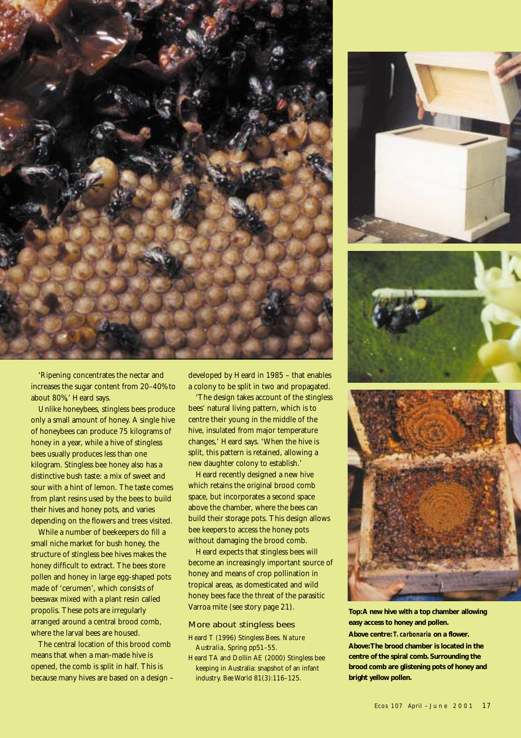'Ripening concentrates the nectar and increases the sugar content from 20–40% to about 80%,' Heard says.

Unlike honeybees, stingless bees produce only a small amount of honey. A single hive of honeybees can produce 75 kilograms of honey in a year, while a hive of stingless bees usually produces less than one kilogram. Stingless bee honey also has a distinctive bush taste: a mix of sweet and sour with a hint of lemon. The taste comes from plant resins used by the bees to build their hives and honey pots, and varies depending on the flowers and trees visited.

While a number of beekeepers do fill a small niche market for bush honey, the structure of stingless bee hives makes the honey difficult to extract. The bees store pollen and honey in large egg-shaped pots made of 'cerumen', which consists of beeswax mixed with a plant resin called propolis. These pots are irregularly arranged around a central brood comb, where the larval bees are housed.

The central location of this brood comb means that when a man-made hive is opened, the comb is split in half. This is because many hives are based on a design – developed by Heard in 1985 – that enables a colony to be split in two and propagated.

'The design takes account of the stingless bees' natural living pattern, which is to centre their young in the middle of the hive, insulated from major temperature changes,' Heard says. 'When the hive is split, this pattern is retained, allowing a new daughter colony to establish.'

Heard recently designed a new hive which retains the original brood comb space, but incorporates a second space above the chamber, where the bees can build their storage pots. This design allows bee keepers to access the honey pots without damaging the brood comb.

Heard expects that stingless bees will become an increasingly important source of honey and means of crop pollination in tropical areas, as domesticated and wild honey bees face the threat of the parasitic Varroa mite (see story page 21).

### More about stingless bees

Heard T (1996) Stingless Bees. *Nature Australia*, Spring pp51–55.

Heard TA and Dollin AE (2000) Stingless bee keeping in Australia: snapshot of an infant industry. *Bee World* 81(3):116–125.

**Top: A new hive with a top chamber allowing easy access to honey and pollen.**

**Above centre: *T. carbonaria* on a flower.**

**Above: The brood chamber is located in the centre of the spiral comb. Surrounding the brood comb are glistening pots of honey and bright yellow pollen.**